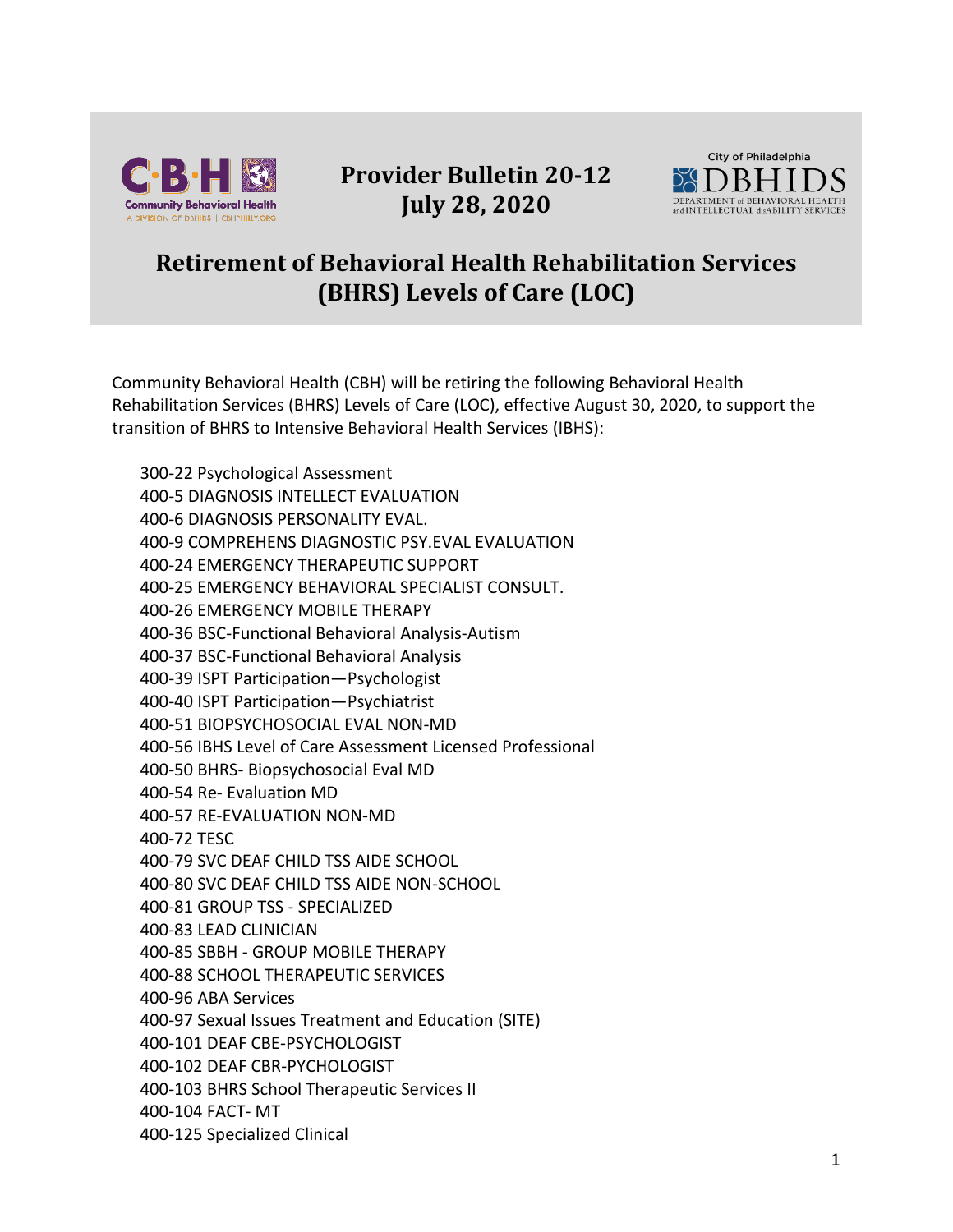# Provider Bulletin 20-12
## July 28, 2020

# Retirement of Behavioral Health Rehabilitation Services (BHRS) Levels of Care (LOC)

Community Behavioral Health (CBH) will be retiring the following Behavioral Health Rehabilitation Services (BHRS) Levels of Care (LOC), effective August 30, 2020, to support the transition of BHRS to Intensive Behavioral Health Services (IBHS):

300-22 Psychological Assessment
400-5 DIAGNOSIS INTELLECT EVALUATION
400-6 DIAGNOSIS PERSONALITY EVAL.
400-9 COMPREHENS DIAGNOSTIC PSY.EVAL EVALUATION
400-24 EMERGENCY THERAPEUTIC SUPPORT
400-25 EMERGENCY BEHAVIORAL SPECIALIST CONSULT.
400-26 EMERGENCY MOBILE THERAPY
400-36 BSC-Functional Behavioral Analysis-Autism
400-37 BSC-Functional Behavioral Analysis
400-39 ISPT Participation—Psychologist
400-40 ISPT Participation—Psychiatrist
400-51 BIOPSYCHOSOCIAL EVAL NON-MD
400-56 IBHS Level of Care Assessment Licensed Professional
400-50 BHRS- Biopsychosocial Eval MD
400-54 Re- Evaluation MD
400-57 RE-EVALUATION NON-MD
400-72 TESC
400-79 SVC DEAF CHILD TSS AIDE SCHOOL
400-80 SVC DEAF CHILD TSS AIDE NON-SCHOOL
400-81 GROUP TSS - SPECIALIZED
400-83 LEAD CLINICIAN
400-85 SBBH - GROUP MOBILE THERAPY
400-88 SCHOOL THERAPEUTIC SERVICES
400-96 ABA Services
400-97 Sexual Issues Treatment and Education (SITE)
400-101 DEAF CBE-PSYCHOLOGIST
400-102 DEAF CBR-PYCHOLOGIST
400-103 BHRS School Therapeutic Services II
400-104 FACT- MT
400-125 Specialized Clinical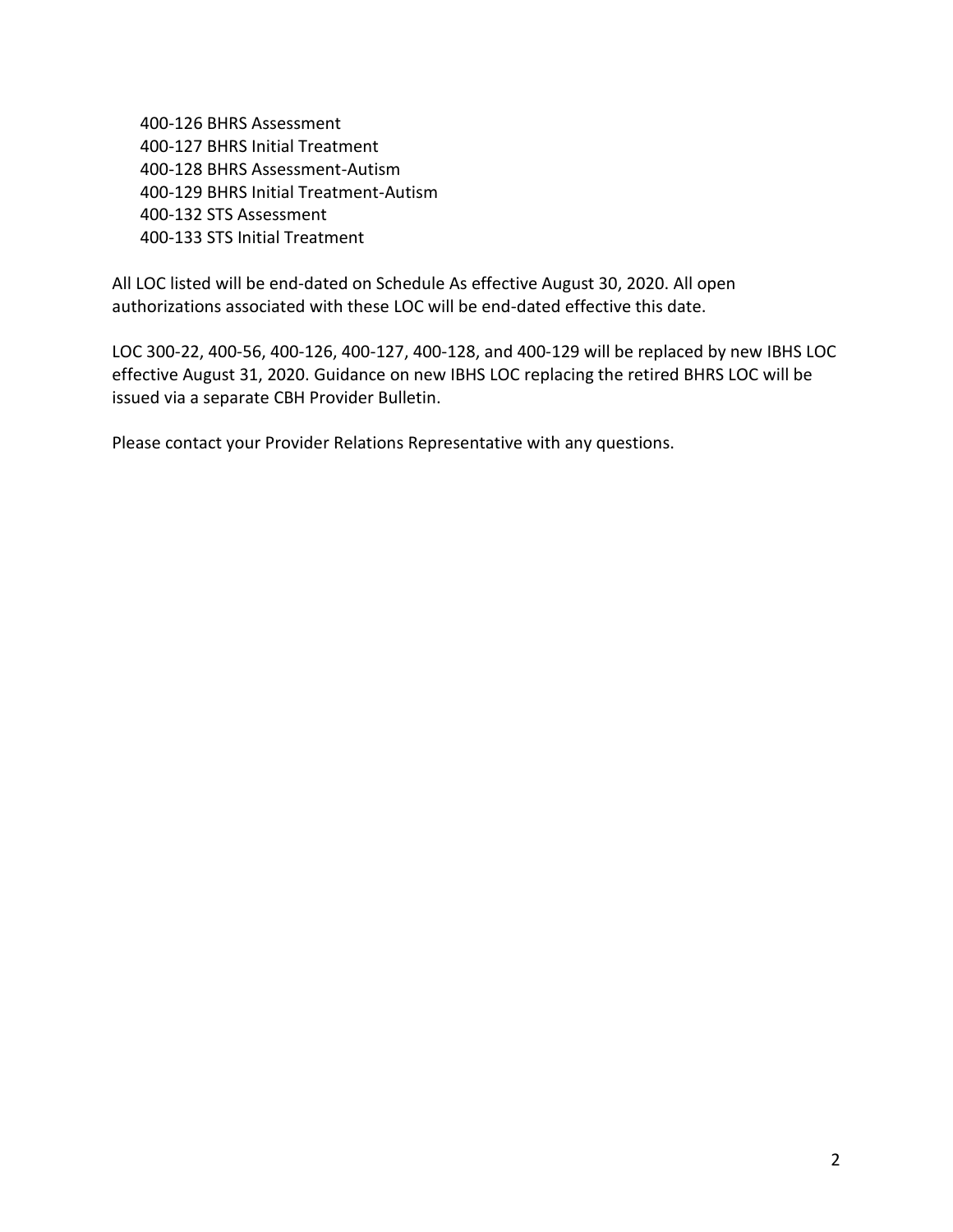- 400-126 BHRS Assessment
- 400-127 BHRS Initial Treatment
- 400-128 BHRS Assessment-Autism
- 400-129 BHRS Initial Treatment-Autism
- 400-132 STS Assessment
- 400-133 STS Initial Treatment

All LOC listed will be end-dated on Schedule As effective August 30, 2020. All open authorizations associated with these LOC will be end-dated effective this date.

LOC 300-22, 400-56, 400-126, 400-127, 400-128, and 400-129 will be replaced by new IBHS LOC effective August 31, 2020. Guidance on new IBHS LOC replacing the retired BHRS LOC will be issued via a separate CBH Provider Bulletin.

Please contact your Provider Relations Representative with any questions.